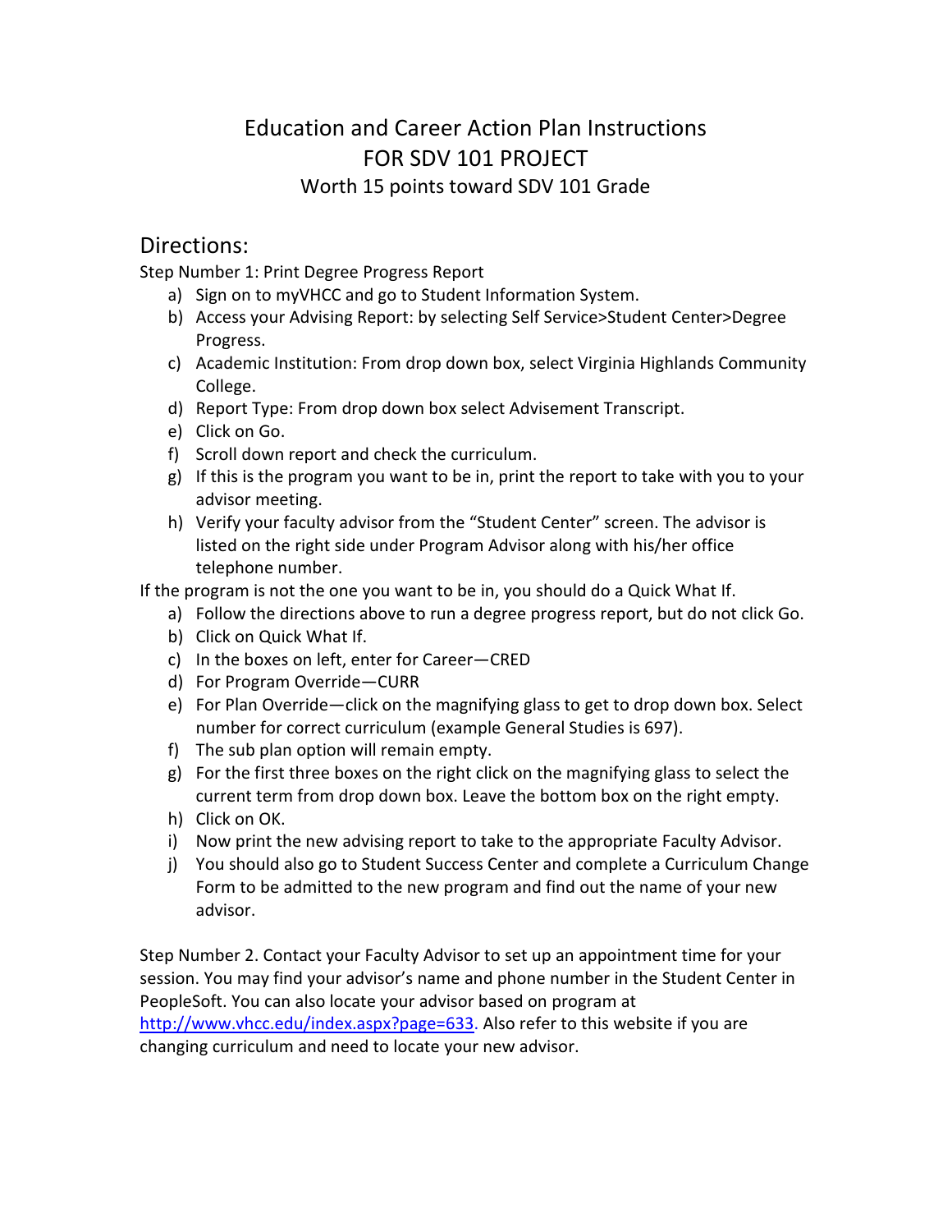# Education and Career Action Plan Instructions
# FOR SDV 101 PROJECT
### Worth 15 points toward SDV 101 Grade

## Directions:

Step Number 1: Print Degree Progress Report

a) Sign on to myVHCC and go to Student Information System.
b) Access your Advising Report: by selecting Self Service>Student Center>Degree Progress.
c) Academic Institution: From drop down box, select Virginia Highlands Community College.
d) Report Type: From drop down box select Advisement Transcript.
e) Click on Go.
f) Scroll down report and check the curriculum.
g) If this is the program you want to be in, print the report to take with you to your advisor meeting.
h) Verify your faculty advisor from the "Student Center" screen. The advisor is listed on the right side under Program Advisor along with his/her office telephone number.

If the program is not the one you want to be in, you should do a Quick What If.

a) Follow the directions above to run a degree progress report, but do not click Go.
b) Click on Quick What If.
c) In the boxes on left, enter for Career—CRED
d) For Program Override—CURR
e) For Plan Override—click on the magnifying glass to get to drop down box. Select number for correct curriculum (example General Studies is 697).
f) The sub plan option will remain empty.
g) For the first three boxes on the right click on the magnifying glass to select the current term from drop down box. Leave the bottom box on the right empty.
h) Click on OK.
i) Now print the new advising report to take to the appropriate Faculty Advisor.
j) You should also go to Student Success Center and complete a Curriculum Change Form to be admitted to the new program and find out the name of your new advisor.

Step Number 2. Contact your Faculty Advisor to set up an appointment time for your session. You may find your advisor's name and phone number in the Student Center in PeopleSoft. You can also locate your advisor based on program at [http://www.vhcc.edu/index.aspx?page=633](http://www.vhcc.edu/index.aspx?page=633). Also refer to this website if you are changing curriculum and need to locate your new advisor.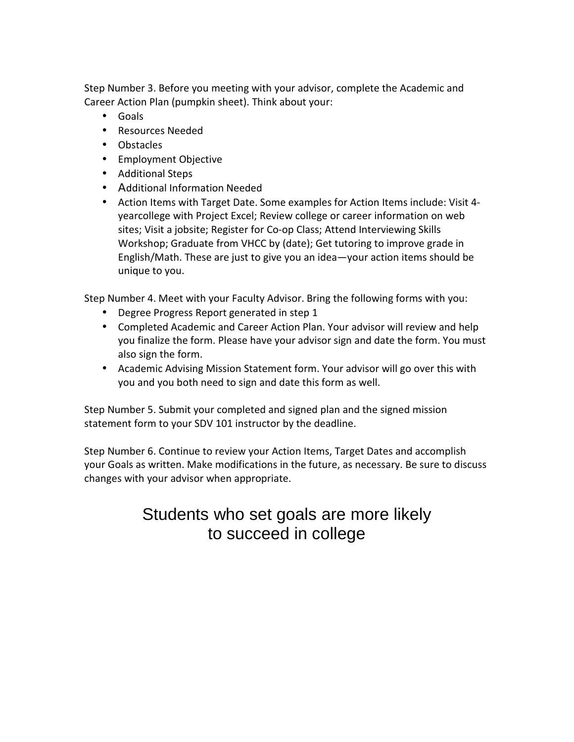Step Number 3. Before you meeting with your advisor, complete the Academic and Career Action Plan (pumpkin sheet). Think about your:

- Goals
- Resources Needed
- Obstacles
- Employment Objective
- Additional Steps
- Additional Information Needed
- Action Items with Target Date. Some examples for Action Items include: Visit 4-yearcollege with Project Excel; Review college or career information on web sites; Visit a jobsite; Register for Co-op Class; Attend Interviewing Skills Workshop; Graduate from VHCC by (date); Get tutoring to improve grade in English/Math. These are just to give you an idea—your action items should be unique to you.

Step Number 4. Meet with your Faculty Advisor. Bring the following forms with you:

- Degree Progress Report generated in step 1
- Completed Academic and Career Action Plan. Your advisor will review and help you finalize the form. Please have your advisor sign and date the form. You must also sign the form.
- Academic Advising Mission Statement form. Your advisor will go over this with you and you both need to sign and date this form as well.

Step Number 5. Submit your completed and signed plan and the signed mission statement form to your SDV 101 instructor by the deadline.

Step Number 6. Continue to review your Action Items, Target Dates and accomplish your Goals as written. Make modifications in the future, as necessary. Be sure to discuss changes with your advisor when appropriate.

## Students who set goals are more likely to succeed in college